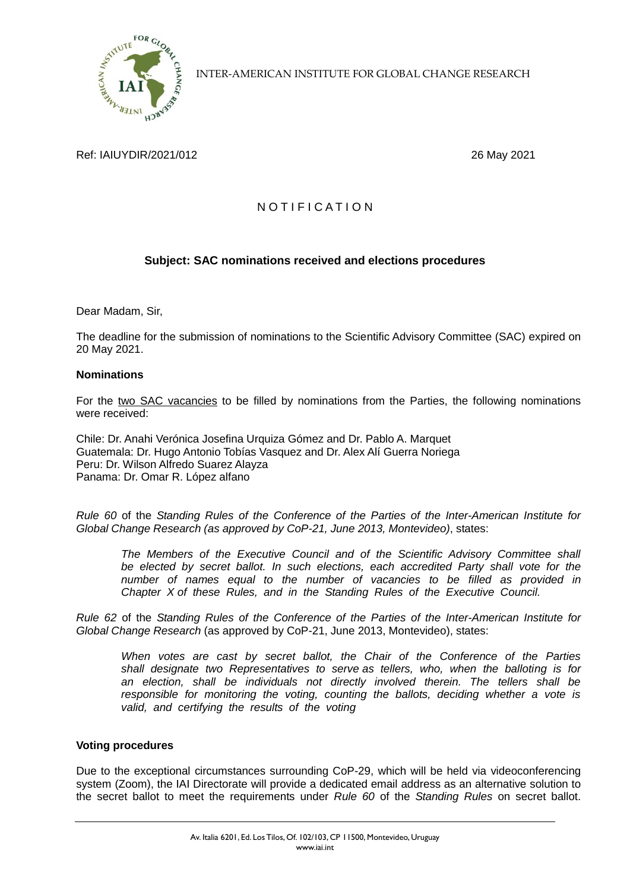INTER-AMERICAN INSTITUTE FOR GLOBAL CHANGE RESEARCH

Ref: IAIUYDIR/2021/012

26 May 2021

# NOTIFICATION

## Subject: SAC nominations received and elections procedures

Dear Madam, Sir,

The deadline for the submission of nominations to the Scientific Advisory Committee (SAC) expired on 20 May 2021.

### Nominations

For the two SAC vacancies to be filled by nominations from the Parties, the following nominations were received:

Chile: Dr. Anahi Verónica Josefina Urquiza Gómez and Dr. Pablo A. Marquet
Guatemala: Dr. Hugo Antonio Tobías Vasquez and Dr. Alex Alí Guerra Noriega
Peru: Dr. Wilson Alfredo Suarez Alayza
Panama: Dr. Omar R. López alfano

*Rule 60* of the *Standing Rules of the Conference of the Parties of the Inter-American Institute for Global Change Research (as approved by CoP-21, June 2013, Montevideo)*, states:

> *The Members of the Executive Council and of the Scientific Advisory Committee shall be elected by secret ballot. In such elections, each accredited Party shall vote for the number of names equal to the number of vacancies to be filled as provided in Chapter X of these Rules, and in the Standing Rules of the Executive Council.*

*Rule 62* of the *Standing Rules of the Conference of the Parties of the Inter-American Institute for Global Change Research* (as approved by CoP-21, June 2013, Montevideo), states:

> *When votes are cast by secret ballot, the Chair of the Conference of the Parties shall designate two Representatives to serve as tellers, who, when the balloting is for an election, shall be individuals not directly involved therein. The tellers shall be responsible for monitoring the voting, counting the ballots, deciding whether a vote is valid, and certifying the results of the voting*

### Voting procedures

Due to the exceptional circumstances surrounding CoP-29, which will be held via videoconferencing system (Zoom), the IAI Directorate will provide a dedicated email address as an alternative solution to the secret ballot to meet the requirements under *Rule 60* of the *Standing Rules* on secret ballot.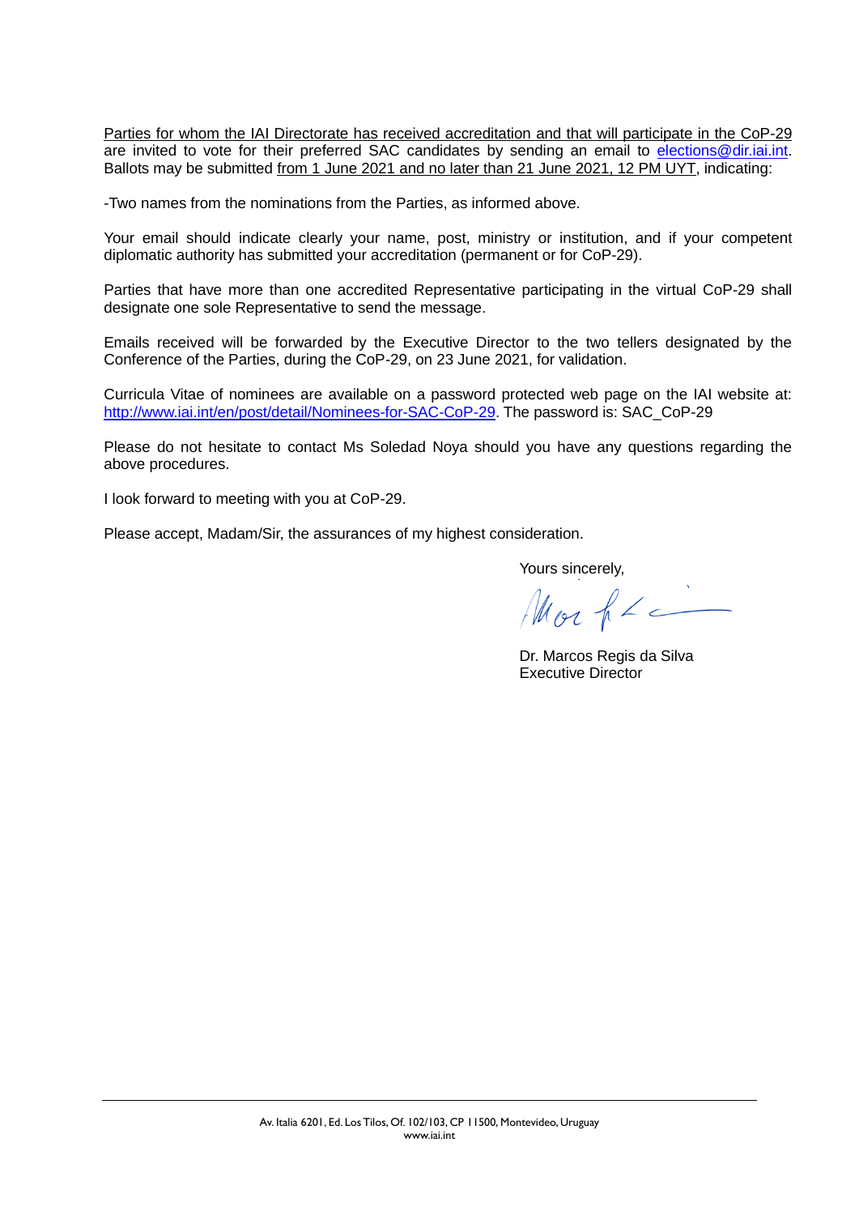Parties for whom the IAI Directorate has received accreditation and that will participate in the CoP-29 are invited to vote for their preferred SAC candidates by sending an email to elections@dir.iai.int. Ballots may be submitted from 1 June 2021 and no later than 21 June 2021, 12 PM UYT, indicating:

-Two names from the nominations from the Parties, as informed above.

Your email should indicate clearly your name, post, ministry or institution, and if your competent diplomatic authority has submitted your accreditation (permanent or for CoP-29).

Parties that have more than one accredited Representative participating in the virtual CoP-29 shall designate one sole Representative to send the message.

Emails received will be forwarded by the Executive Director to the two tellers designated by the Conference of the Parties, during the CoP-29, on 23 June 2021, for validation.

Curricula Vitae of nominees are available on a password protected web page on the IAI website at: http://www.iai.int/en/post/detail/Nominees-for-SAC-CoP-29. The password is: SAC_CoP-29

Please do not hesitate to contact Ms Soledad Noya should you have any questions regarding the above procedures.

I look forward to meeting with you at CoP-29.

Please accept, Madam/Sir, the assurances of my highest consideration.

Yours sincerely,

Dr. Marcos Regis da Silva
Executive Director

Av. Italia 6201, Ed. Los Tilos, Of. 102/103, CP 11500, Montevideo, Uruguay
www.iai.int